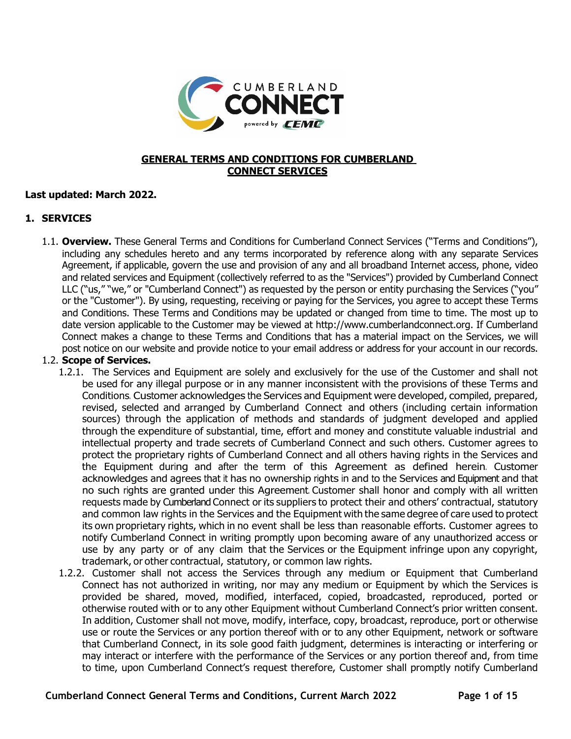# GENERAL TERMS AND CONDITIONS FOR CUMBERLAND CONNECT SERVICES

**Last updated: March 2022.**

## 1. SERVICES

1.1. **Overview.** These General Terms and Conditions for Cumberland Connect Services ("Terms and Conditions"), including any schedules hereto and any terms incorporated by reference along with any separate Services Agreement, if applicable, govern the use and provision of any and all broadband Internet access, phone, video and related services and Equipment (collectively referred to as the "Services") provided by Cumberland Connect LLC ("us," "we," or "Cumberland Connect") as requested by the person or entity purchasing the Services ("you" or the "Customer"). By using, requesting, receiving or paying for the Services, you agree to accept these Terms and Conditions. These Terms and Conditions may be updated or changed from time to time. The most up to date version applicable to the Customer may be viewed at http://www.cumberlandconnect.org. If Cumberland Connect makes a change to these Terms and Conditions that has a material impact on the Services, we will post notice on our website and provide notice to your email address or address for your account in our records.

1.2. **Scope of Services.**

1.2.1. The Services and Equipment are solely and exclusively for the use of the Customer and shall not be used for any illegal purpose or in any manner inconsistent with the provisions of these Terms and Conditions. Customer acknowledges the Services and Equipment were developed, compiled, prepared, revised, selected and arranged by Cumberland Connect and others (including certain information sources) through the application of methods and standards of judgment developed and applied through the expenditure of substantial, time, effort and money and constitute valuable industrial and intellectual property and trade secrets of Cumberland Connect and such others. Customer agrees to protect the proprietary rights of Cumberland Connect and all others having rights in the Services and the Equipment during and after the term of this Agreement as defined herein. Customer acknowledges and agrees that it has no ownership rights in and to the Services and Equipment and that no such rights are granted under this Agreement. Customer shall honor and comply with all written requests made by Cumberland Connect or its suppliers to protect their and others' contractual, statutory and common law rights in the Services and the Equipment with the same degree of care used to protect its own proprietary rights, which in no event shall be less than reasonable efforts. Customer agrees to notify Cumberland Connect in writing promptly upon becoming aware of any unauthorized access or use by any party or of any claim that the Services or the Equipment infringe upon any copyright, trademark, or other contractual, statutory, or common law rights.

1.2.2. Customer shall not access the Services through any medium or Equipment that Cumberland Connect has not authorized in writing, nor may any medium or Equipment by which the Services is provided be shared, moved, modified, interfaced, copied, broadcasted, reproduced, ported or otherwise routed with or to any other Equipment without Cumberland Connect's prior written consent. In addition, Customer shall not move, modify, interface, copy, broadcast, reproduce, port or otherwise use or route the Services or any portion thereof with or to any other Equipment, network or software that Cumberland Connect, in its sole good faith judgment, determines is interacting or interfering or may interact or interfere with the performance of the Services or any portion thereof and, from time to time, upon Cumberland Connect's request therefore, Customer shall promptly notify Cumberland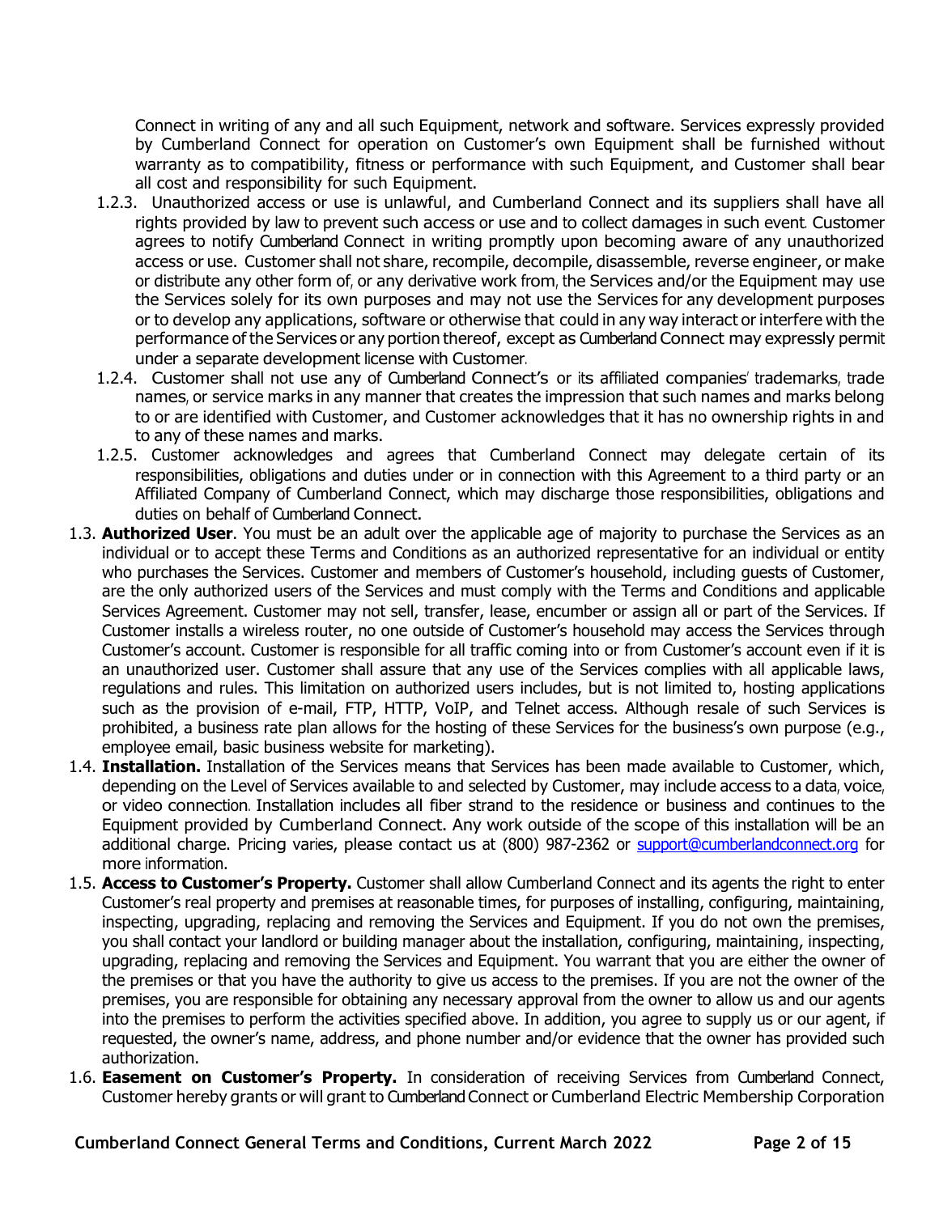Connect in writing of any and all such Equipment, network and software. Services expressly provided by Cumberland Connect for operation on Customer's own Equipment shall be furnished without warranty as to compatibility, fitness or performance with such Equipment, and Customer shall bear all cost and responsibility for such Equipment.

1.2.3. Unauthorized access or use is unlawful, and Cumberland Connect and its suppliers shall have all rights provided by law to prevent such access or use and to collect damages in such event. Customer agrees to notify Cumberland Connect in writing promptly upon becoming aware of any unauthorized access or use. Customer shall not share, recompile, decompile, disassemble, reverse engineer, or make or distribute any other form of, or any derivative work from, the Services and/or the Equipment may use the Services solely for its own purposes and may not use the Services for any development purposes or to develop any applications, software or otherwise that could in any way interact or interfere with the performance of the Services or any portion thereof, except as Cumberland Connect may expressly permit under a separate development license with Customer.

1.2.4. Customer shall not use any of Cumberland Connect's or its affiliated companies' trademarks, trade names, or service marks in any manner that creates the impression that such names and marks belong to or are identified with Customer, and Customer acknowledges that it has no ownership rights in and to any of these names and marks.

1.2.5. Customer acknowledges and agrees that Cumberland Connect may delegate certain of its responsibilities, obligations and duties under or in connection with this Agreement to a third party or an Affiliated Company of Cumberland Connect, which may discharge those responsibilities, obligations and duties on behalf of Cumberland Connect.

1.3. **Authorized User**. You must be an adult over the applicable age of majority to purchase the Services as an individual or to accept these Terms and Conditions as an authorized representative for an individual or entity who purchases the Services. Customer and members of Customer's household, including guests of Customer, are the only authorized users of the Services and must comply with the Terms and Conditions and applicable Services Agreement. Customer may not sell, transfer, lease, encumber or assign all or part of the Services. If Customer installs a wireless router, no one outside of Customer's household may access the Services through Customer's account. Customer is responsible for all traffic coming into or from Customer's account even if it is an unauthorized user. Customer shall assure that any use of the Services complies with all applicable laws, regulations and rules. This limitation on authorized users includes, but is not limited to, hosting applications such as the provision of e-mail, FTP, HTTP, VoIP, and Telnet access. Although resale of such Services is prohibited, a business rate plan allows for the hosting of these Services for the business's own purpose (e.g., employee email, basic business website for marketing).

1.4. **Installation.** Installation of the Services means that Services has been made available to Customer, which, depending on the Level of Services available to and selected by Customer, may include access to a data, voice, or video connection. Installation includes all fiber strand to the residence or business and continues to the Equipment provided by Cumberland Connect. Any work outside of the scope of this installation will be an additional charge. Pricing varies, please contact us at (800) 987-2362 or support@cumberlandconnect.org for more information.

1.5. **Access to Customer's Property.** Customer shall allow Cumberland Connect and its agents the right to enter Customer's real property and premises at reasonable times, for purposes of installing, configuring, maintaining, inspecting, upgrading, replacing and removing the Services and Equipment. If you do not own the premises, you shall contact your landlord or building manager about the installation, configuring, maintaining, inspecting, upgrading, replacing and removing the Services and Equipment. You warrant that you are either the owner of the premises or that you have the authority to give us access to the premises. If you are not the owner of the premises, you are responsible for obtaining any necessary approval from the owner to allow us and our agents into the premises to perform the activities specified above. In addition, you agree to supply us or our agent, if requested, the owner's name, address, and phone number and/or evidence that the owner has provided such authorization.

1.6. **Easement on Customer's Property.** In consideration of receiving Services from Cumberland Connect, Customer hereby grants or will grant to Cumberland Connect or Cumberland Electric Membership Corporation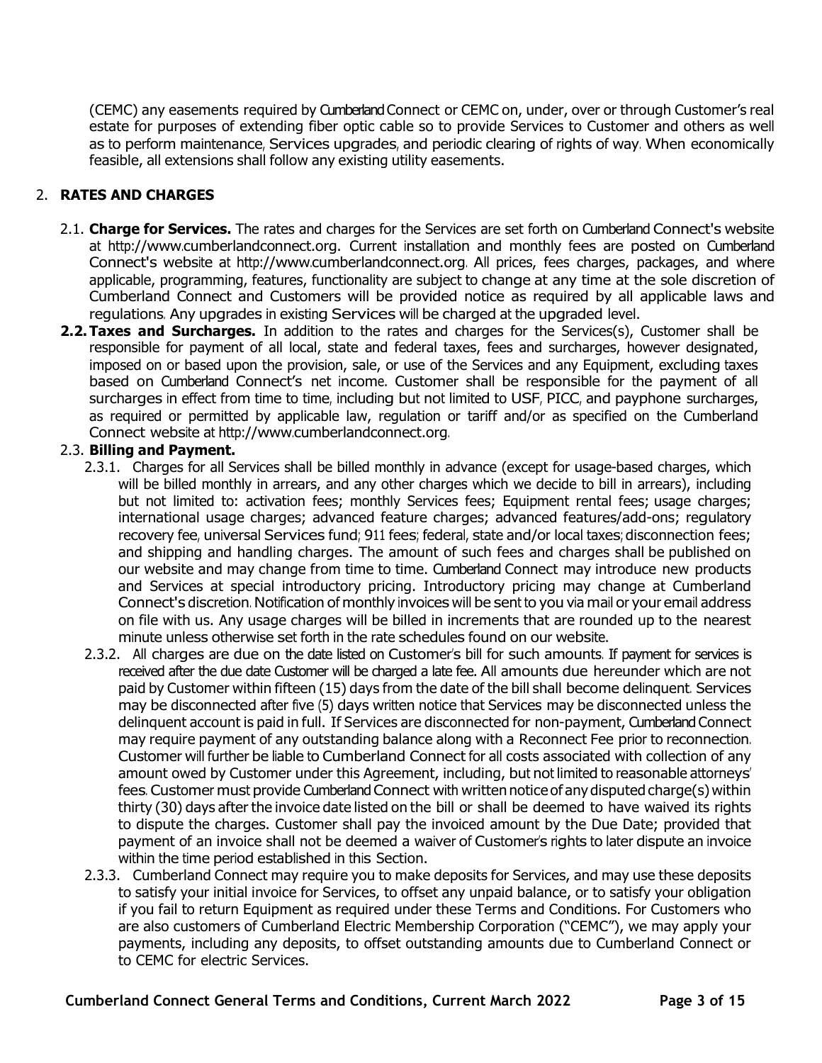(CEMC) any easements required by Cumberland Connect or CEMC on, under, over or through Customer's real estate for purposes of extending fiber optic cable so to provide Services to Customer and others as well as to perform maintenance, Services upgrades, and periodic clearing of rights of way. When economically feasible, all extensions shall follow any existing utility easements.

## 2. RATES AND CHARGES

2.1. **Charge for Services.** The rates and charges for the Services are set forth on Cumberland Connect's website at http://www.cumberlandconnect.org. Current installation and monthly fees are posted on Cumberland Connect's website at http://www.cumberlandconnect.org. All prices, fees charges, packages, and where applicable, programming, features, functionality are subject to change at any time at the sole discretion of Cumberland Connect and Customers will be provided notice as required by all applicable laws and regulations. Any upgrades in existing Services will be charged at the upgraded level.

**2.2. Taxes and Surcharges.** In addition to the rates and charges for the Services(s), Customer shall be responsible for payment of all local, state and federal taxes, fees and surcharges, however designated, imposed on or based upon the provision, sale, or use of the Services and any Equipment, excluding taxes based on Cumberland Connect's net income. Customer shall be responsible for the payment of all surcharges in effect from time to time, including but not limited to USF, PICC, and payphone surcharges, as required or permitted by applicable law, regulation or tariff and/or as specified on the Cumberland Connect website at http://www.cumberlandconnect.org.

2.3. **Billing and Payment.**

2.3.1. Charges for all Services shall be billed monthly in advance (except for usage-based charges, which will be billed monthly in arrears, and any other charges which we decide to bill in arrears), including but not limited to: activation fees; monthly Services fees; Equipment rental fees; usage charges; international usage charges; advanced feature charges; advanced features/add-ons; regulatory recovery fee, universal Services fund; 911 fees; federal, state and/or local taxes; disconnection fees; and shipping and handling charges. The amount of such fees and charges shall be published on our website and may change from time to time. Cumberland Connect may introduce new products and Services at special introductory pricing. Introductory pricing may change at Cumberland Connect's discretion. Notification of monthly invoices will be sent to you via mail or your email address on file with us. Any usage charges will be billed in increments that are rounded up to the nearest minute unless otherwise set forth in the rate schedules found on our website.

2.3.2. All charges are due on the date listed on Customer's bill for such amounts. If payment for services is received after the due date Customer will be charged a late fee. All amounts due hereunder which are not paid by Customer within fifteen (15) days from the date of the bill shall become delinquent. Services may be disconnected after five (5) days written notice that Services may be disconnected unless the delinquent account is paid in full. If Services are disconnected for non-payment, Cumberland Connect may require payment of any outstanding balance along with a Reconnect Fee prior to reconnection. Customer will further be liable to Cumberland Connect for all costs associated with collection of any amount owed by Customer under this Agreement, including, but not limited to reasonable attorneys' fees. Customer must provide Cumberland Connect with written notice of any disputed charge(s) within thirty (30) days after the invoice date listed on the bill or shall be deemed to have waived its rights to dispute the charges. Customer shall pay the invoiced amount by the Due Date; provided that payment of an invoice shall not be deemed a waiver of Customer's rights to later dispute an invoice within the time period established in this Section.

2.3.3. Cumberland Connect may require you to make deposits for Services, and may use these deposits to satisfy your initial invoice for Services, to offset any unpaid balance, or to satisfy your obligation if you fail to return Equipment as required under these Terms and Conditions. For Customers who are also customers of Cumberland Electric Membership Corporation ("CEMC"), we may apply your payments, including any deposits, to offset outstanding amounts due to Cumberland Connect or to CEMC for electric Services.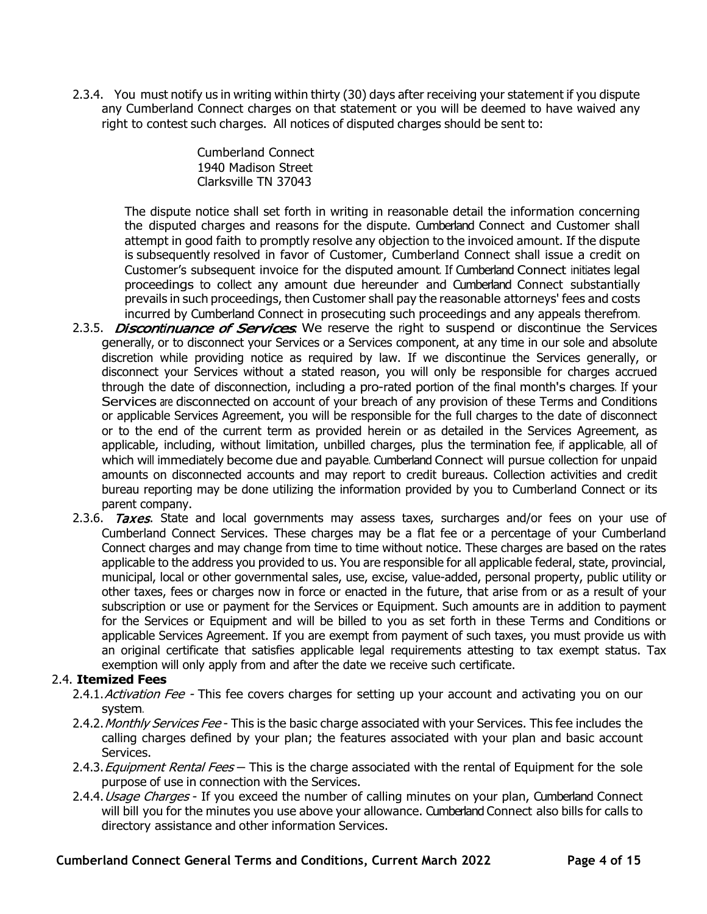2.3.4. You must notify us in writing within thirty (30) days after receiving your statement if you dispute any Cumberland Connect charges on that statement or you will be deemed to have waived any right to contest such charges. All notices of disputed charges should be sent to:

Cumberland Connect
1940 Madison Street
Clarksville TN 37043

The dispute notice shall set forth in writing in reasonable detail the information concerning the disputed charges and reasons for the dispute. Cumberland Connect and Customer shall attempt in good faith to promptly resolve any objection to the invoiced amount. If the dispute is subsequently resolved in favor of Customer, Cumberland Connect shall issue a credit on Customer's subsequent invoice for the disputed amount. If Cumberland Connect initiates legal proceedings to collect any amount due hereunder and Cumberland Connect substantially prevails in such proceedings, then Customer shall pay the reasonable attorneys' fees and costs incurred by Cumberland Connect in prosecuting such proceedings and any appeals therefrom.

2.3.5. ***Discontinuance of Services***. We reserve the right to suspend or discontinue the Services generally, or to disconnect your Services or a Services component, at any time in our sole and absolute discretion while providing notice as required by law. If we discontinue the Services generally, or disconnect your Services without a stated reason, you will only be responsible for charges accrued through the date of disconnection, including a pro-rated portion of the final month's charges. If your Services are disconnected on account of your breach of any provision of these Terms and Conditions or applicable Services Agreement, you will be responsible for the full charges to the date of disconnect or to the end of the current term as provided herein or as detailed in the Services Agreement, as applicable, including, without limitation, unbilled charges, plus the termination fee, if applicable, all of which will immediately become due and payable. Cumberland Connect will pursue collection for unpaid amounts on disconnected accounts and may report to credit bureaus. Collection activities and credit bureau reporting may be done utilizing the information provided by you to Cumberland Connect or its parent company.

2.3.6. ***Taxes***. State and local governments may assess taxes, surcharges and/or fees on your use of Cumberland Connect Services. These charges may be a flat fee or a percentage of your Cumberland Connect charges and may change from time to time without notice. These charges are based on the rates applicable to the address you provided to us. You are responsible for all applicable federal, state, provincial, municipal, local or other governmental sales, use, excise, value-added, personal property, public utility or other taxes, fees or charges now in force or enacted in the future, that arise from or as a result of your subscription or use or payment for the Services or Equipment. Such amounts are in addition to payment for the Services or Equipment and will be billed to you as set forth in these Terms and Conditions or applicable Services Agreement. If you are exempt from payment of such taxes, you must provide us with an original certificate that satisfies applicable legal requirements attesting to tax exempt status. Tax exemption will only apply from and after the date we receive such certificate.

## 2.4. Itemized Fees

2.4.1. *Activation Fee* - This fee covers charges for setting up your account and activating you on our system.

2.4.2. *Monthly Services Fee* - This is the basic charge associated with your Services. This fee includes the calling charges defined by your plan; the features associated with your plan and basic account Services.

2.4.3. *Equipment Rental Fees* – This is the charge associated with the rental of Equipment for the sole purpose of use in connection with the Services.

2.4.4. *Usage Charges* - If you exceed the number of calling minutes on your plan, Cumberland Connect will bill you for the minutes you use above your allowance. Cumberland Connect also bills for calls to directory assistance and other information Services.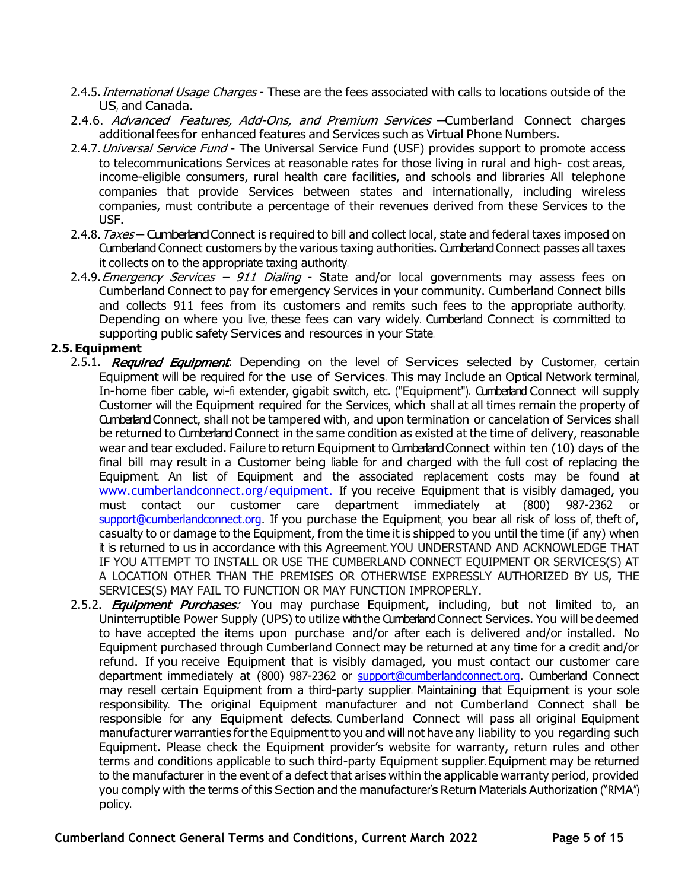- 2.4.5. *International Usage Charges* - These are the fees associated with calls to locations outside of the US, and Canada.
- 2.4.6. *Advanced Features, Add-Ons, and Premium Services* –Cumberland Connect charges additional fees for enhanced features and Services such as Virtual Phone Numbers.
- 2.4.7. *Universal Service Fund* - The Universal Service Fund (USF) provides support to promote access to telecommunications Services at reasonable rates for those living in rural and high- cost areas, income-eligible consumers, rural health care facilities, and schools and libraries All telephone companies that provide Services between states and internationally, including wireless companies, must contribute a percentage of their revenues derived from these Services to the USF.
- 2.4.8. *Taxes* – Cumberland Connect is required to bill and collect local, state and federal taxes imposed on Cumberland Connect customers by the various taxing authorities. Cumberland Connect passes all taxes it collects on to the appropriate taxing authority.
- 2.4.9. *Emergency Services – 911 Dialing* - State and/or local governments may assess fees on Cumberland Connect to pay for emergency Services in your community. Cumberland Connect bills and collects 911 fees from its customers and remits such fees to the appropriate authority. Depending on where you live, these fees can vary widely. Cumberland Connect is committed to supporting public safety Services and resources in your State.

## 2.5. Equipment

- 2.5.1. ***Required Equipment***. Depending on the level of Services selected by Customer, certain Equipment will be required for the use of Services. This may Include an Optical Network terminal, In-home fiber cable, wi-fi extender, gigabit switch, etc. ("Equipment"). Cumberland Connect will supply Customer will the Equipment required for the Services, which shall at all times remain the property of Cumberland Connect, shall not be tampered with, and upon termination or cancelation of Services shall be returned to Cumberland Connect in the same condition as existed at the time of delivery, reasonable wear and tear excluded. Failure to return Equipment to Cumberland Connect within ten (10) days of the final bill may result in a Customer being liable for and charged with the full cost of replacing the Equipment. An list of Equipment and the associated replacement costs may be found at www.cumberlandconnect.org/equipment. If you receive Equipment that is visibly damaged, you must contact our customer care department immediately at (800) 987-2362 or support@cumberlandconnect.org. If you purchase the Equipment, you bear all risk of loss of, theft of, casualty to or damage to the Equipment, from the time it is shipped to you until the time (if any) when it is returned to us in accordance with this Agreement. YOU UNDERSTAND AND ACKNOWLEDGE THAT IF YOU ATTEMPT TO INSTALL OR USE THE CUMBERLAND CONNECT EQUIPMENT OR SERVICES(S) AT A LOCATION OTHER THAN THE PREMISES OR OTHERWISE EXPRESSLY AUTHORIZED BY US, THE SERVICES(S) MAY FAIL TO FUNCTION OR MAY FUNCTION IMPROPERLY.
- 2.5.2. ***Equipment Purchases:*** You may purchase Equipment, including, but not limited to, an Uninterruptible Power Supply (UPS) to utilize with the Cumberland Connect Services. You will be deemed to have accepted the items upon purchase and/or after each is delivered and/or installed. No Equipment purchased through Cumberland Connect may be returned at any time for a credit and/or refund. If you receive Equipment that is visibly damaged, you must contact our customer care department immediately at (800) 987-2362 or support@cumberlandconnect.org. Cumberland Connect may resell certain Equipment from a third-party supplier. Maintaining that Equipment is your sole responsibility. The original Equipment manufacturer and not Cumberland Connect shall be responsible for any Equipment defects. Cumberland Connect will pass all original Equipment manufacturer warranties for the Equipment to you and will not have any liability to you regarding such Equipment. Please check the Equipment provider's website for warranty, return rules and other terms and conditions applicable to such third-party Equipment supplier. Equipment may be returned to the manufacturer in the event of a defect that arises within the applicable warranty period, provided you comply with the terms of this Section and the manufacturer's Return Materials Authorization ("RMA") policy.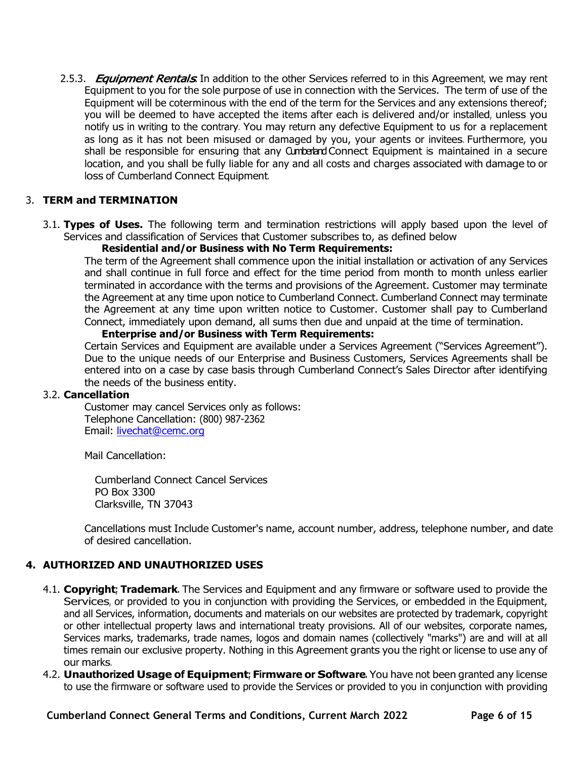2.5.3. ***Equipment Rentals***: In addition to the other Services referred to in this Agreement, we may rent Equipment to you for the sole purpose of use in connection with the Services. The term of use of the Equipment will be coterminous with the end of the term for the Services and any extensions thereof; you will be deemed to have accepted the items after each is delivered and/or installed, unless you notify us in writing to the contrary. You may return any defective Equipment to us for a replacement as long as it has not been misused or damaged by you, your agents or invitees. Furthermore, you shall be responsible for ensuring that any Cumberland Connect Equipment is maintained in a secure location, and you shall be fully liable for any and all costs and charges associated with damage to or loss of Cumberland Connect Equipment.

## 3. TERM and TERMINATION

3.1. **Types of Uses.** The following term and termination restrictions will apply based upon the level of Services and classification of Services that Customer subscribes to, as defined below

**Residential and/or Business with No Term Requirements:**

The term of the Agreement shall commence upon the initial installation or activation of any Services and shall continue in full force and effect for the time period from month to month unless earlier terminated in accordance with the terms and provisions of the Agreement. Customer may terminate the Agreement at any time upon notice to Cumberland Connect. Cumberland Connect may terminate the Agreement at any time upon written notice to Customer. Customer shall pay to Cumberland Connect, immediately upon demand, all sums then due and unpaid at the time of termination.

**Enterprise and/or Business with Term Requirements:**

Certain Services and Equipment are available under a Services Agreement ("Services Agreement"). Due to the unique needs of our Enterprise and Business Customers, Services Agreements shall be entered into on a case by case basis through Cumberland Connect's Sales Director after identifying the needs of the business entity.

3.2. **Cancellation**

Customer may cancel Services only as follows:
Telephone Cancellation: (800) 987-2362
Email: livechat@cemc.org

Mail Cancellation:

Cumberland Connect Cancel Services
PO Box 3300
Clarksville, TN 37043

Cancellations must Include Customer's name, account number, address, telephone number, and date of desired cancellation.

## 4. AUTHORIZED AND UNAUTHORIZED USES

4.1. **Copyright; Trademark.** The Services and Equipment and any firmware or software used to provide the Services, or provided to you in conjunction with providing the Services, or embedded in the Equipment, and all Services, information, documents and materials on our websites are protected by trademark, copyright or other intellectual property laws and international treaty provisions. All of our websites, corporate names, Services marks, trademarks, trade names, logos and domain names (collectively "marks") are and will at all times remain our exclusive property. Nothing in this Agreement grants you the right or license to use any of our marks.

4.2. **Unauthorized Usage of Equipment; Firmware or Software.** You have not been granted any license to use the firmware or software used to provide the Services or provided to you in conjunction with providing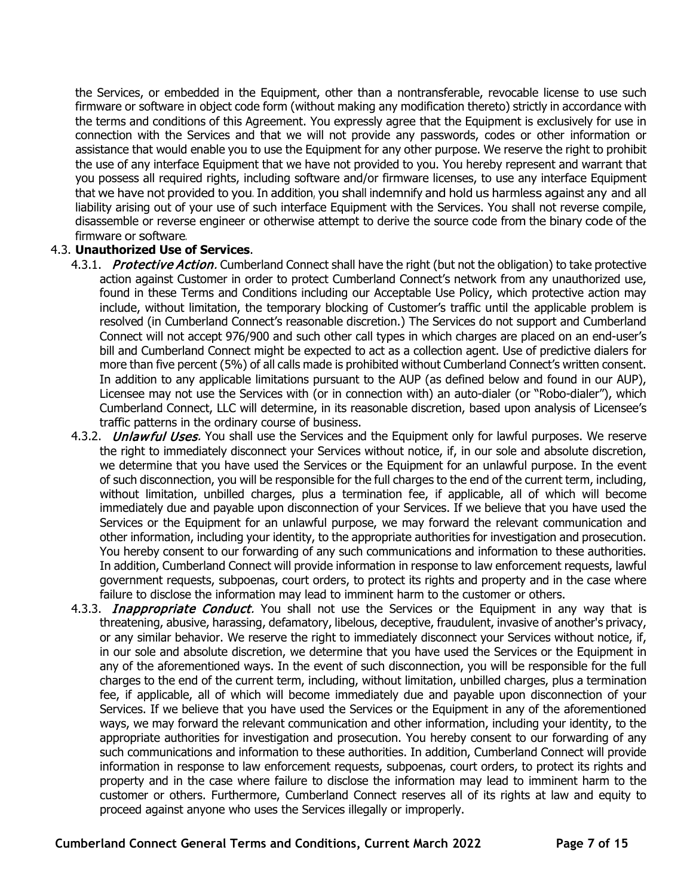the Services, or embedded in the Equipment, other than a nontransferable, revocable license to use such firmware or software in object code form (without making any modification thereto) strictly in accordance with the terms and conditions of this Agreement. You expressly agree that the Equipment is exclusively for use in connection with the Services and that we will not provide any passwords, codes or other information or assistance that would enable you to use the Equipment for any other purpose. We reserve the right to prohibit the use of any interface Equipment that we have not provided to you. You hereby represent and warrant that you possess all required rights, including software and/or firmware licenses, to use any interface Equipment that we have not provided to you. In addition, you shall indemnify and hold us harmless against any and all liability arising out of your use of such interface Equipment with the Services. You shall not reverse compile, disassemble or reverse engineer or otherwise attempt to derive the source code from the binary code of the firmware or software.

4.3. **Unauthorized Use of Services**.

4.3.1. ***Protective Action.*** Cumberland Connect shall have the right (but not the obligation) to take protective action against Customer in order to protect Cumberland Connect's network from any unauthorized use, found in these Terms and Conditions including our Acceptable Use Policy, which protective action may include, without limitation, the temporary blocking of Customer's traffic until the applicable problem is resolved (in Cumberland Connect's reasonable discretion.) The Services do not support and Cumberland Connect will not accept 976/900 and such other call types in which charges are placed on an end-user's bill and Cumberland Connect might be expected to act as a collection agent. Use of predictive dialers for more than five percent (5%) of all calls made is prohibited without Cumberland Connect's written consent. In addition to any applicable limitations pursuant to the AUP (as defined below and found in our AUP), Licensee may not use the Services with (or in connection with) an auto-dialer (or "Robo-dialer"), which Cumberland Connect, LLC will determine, in its reasonable discretion, based upon analysis of Licensee's traffic patterns in the ordinary course of business.

4.3.2. ***Unlawful Uses.*** You shall use the Services and the Equipment only for lawful purposes. We reserve the right to immediately disconnect your Services without notice, if, in our sole and absolute discretion, we determine that you have used the Services or the Equipment for an unlawful purpose. In the event of such disconnection, you will be responsible for the full charges to the end of the current term, including, without limitation, unbilled charges, plus a termination fee, if applicable, all of which will become immediately due and payable upon disconnection of your Services. If we believe that you have used the Services or the Equipment for an unlawful purpose, we may forward the relevant communication and other information, including your identity, to the appropriate authorities for investigation and prosecution. You hereby consent to our forwarding of any such communications and information to these authorities. In addition, Cumberland Connect will provide information in response to law enforcement requests, lawful government requests, subpoenas, court orders, to protect its rights and property and in the case where failure to disclose the information may lead to imminent harm to the customer or others.

4.3.3. ***Inappropriate Conduct.*** You shall not use the Services or the Equipment in any way that is threatening, abusive, harassing, defamatory, libelous, deceptive, fraudulent, invasive of another's privacy, or any similar behavior. We reserve the right to immediately disconnect your Services without notice, if, in our sole and absolute discretion, we determine that you have used the Services or the Equipment in any of the aforementioned ways. In the event of such disconnection, you will be responsible for the full charges to the end of the current term, including, without limitation, unbilled charges, plus a termination fee, if applicable, all of which will become immediately due and payable upon disconnection of your Services. If we believe that you have used the Services or the Equipment in any of the aforementioned ways, we may forward the relevant communication and other information, including your identity, to the appropriate authorities for investigation and prosecution. You hereby consent to our forwarding of any such communications and information to these authorities. In addition, Cumberland Connect will provide information in response to law enforcement requests, subpoenas, court orders, to protect its rights and property and in the case where failure to disclose the information may lead to imminent harm to the customer or others. Furthermore, Cumberland Connect reserves all of its rights at law and equity to proceed against anyone who uses the Services illegally or improperly.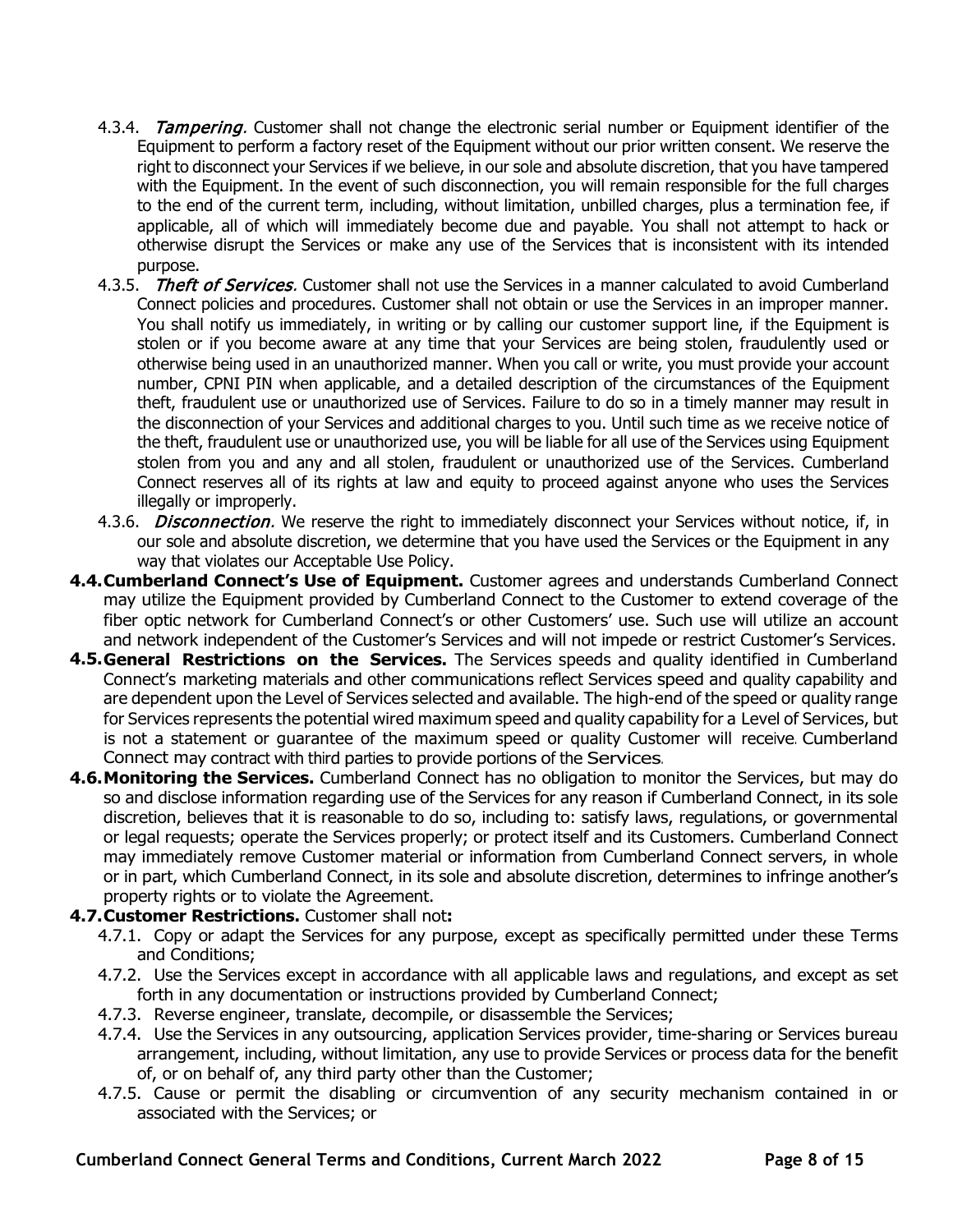4.3.4. *Tampering.* Customer shall not change the electronic serial number or Equipment identifier of the Equipment to perform a factory reset of the Equipment without our prior written consent. We reserve the right to disconnect your Services if we believe, in our sole and absolute discretion, that you have tampered with the Equipment. In the event of such disconnection, you will remain responsible for the full charges to the end of the current term, including, without limitation, unbilled charges, plus a termination fee, if applicable, all of which will immediately become due and payable. You shall not attempt to hack or otherwise disrupt the Services or make any use of the Services that is inconsistent with its intended purpose.

4.3.5. *Theft of Services.* Customer shall not use the Services in a manner calculated to avoid Cumberland Connect policies and procedures. Customer shall not obtain or use the Services in an improper manner. You shall notify us immediately, in writing or by calling our customer support line, if the Equipment is stolen or if you become aware at any time that your Services are being stolen, fraudulently used or otherwise being used in an unauthorized manner. When you call or write, you must provide your account number, CPNI PIN when applicable, and a detailed description of the circumstances of the Equipment theft, fraudulent use or unauthorized use of Services. Failure to do so in a timely manner may result in the disconnection of your Services and additional charges to you. Until such time as we receive notice of the theft, fraudulent use or unauthorized use, you will be liable for all use of the Services using Equipment stolen from you and any and all stolen, fraudulent or unauthorized use of the Services. Cumberland Connect reserves all of its rights at law and equity to proceed against anyone who uses the Services illegally or improperly.

4.3.6. *Disconnection.* We reserve the right to immediately disconnect your Services without notice, if, in our sole and absolute discretion, we determine that you have used the Services or the Equipment in any way that violates our Acceptable Use Policy.

**4.4. Cumberland Connect's Use of Equipment.** Customer agrees and understands Cumberland Connect may utilize the Equipment provided by Cumberland Connect to the Customer to extend coverage of the fiber optic network for Cumberland Connect's or other Customers' use. Such use will utilize an account and network independent of the Customer's Services and will not impede or restrict Customer's Services.

**4.5. General Restrictions on the Services.** The Services speeds and quality identified in Cumberland Connect's marketing materials and other communications reflect Services speed and quality capability and are dependent upon the Level of Services selected and available. The high-end of the speed or quality range for Services represents the potential wired maximum speed and quality capability for a Level of Services, but is not a statement or guarantee of the maximum speed or quality Customer will receive. Cumberland Connect may contract with third parties to provide portions of the Services.

**4.6. Monitoring the Services.** Cumberland Connect has no obligation to monitor the Services, but may do so and disclose information regarding use of the Services for any reason if Cumberland Connect, in its sole discretion, believes that it is reasonable to do so, including to: satisfy laws, regulations, or governmental or legal requests; operate the Services properly; or protect itself and its Customers. Cumberland Connect may immediately remove Customer material or information from Cumberland Connect servers, in whole or in part, which Cumberland Connect, in its sole and absolute discretion, determines to infringe another's property rights or to violate the Agreement.

**4.7. Customer Restrictions.** Customer shall not**:**

4.7.1. Copy or adapt the Services for any purpose, except as specifically permitted under these Terms and Conditions;

4.7.2. Use the Services except in accordance with all applicable laws and regulations, and except as set forth in any documentation or instructions provided by Cumberland Connect;

4.7.3. Reverse engineer, translate, decompile, or disassemble the Services;

4.7.4. Use the Services in any outsourcing, application Services provider, time-sharing or Services bureau arrangement, including, without limitation, any use to provide Services or process data for the benefit of, or on behalf of, any third party other than the Customer;

4.7.5. Cause or permit the disabling or circumvention of any security mechanism contained in or associated with the Services; or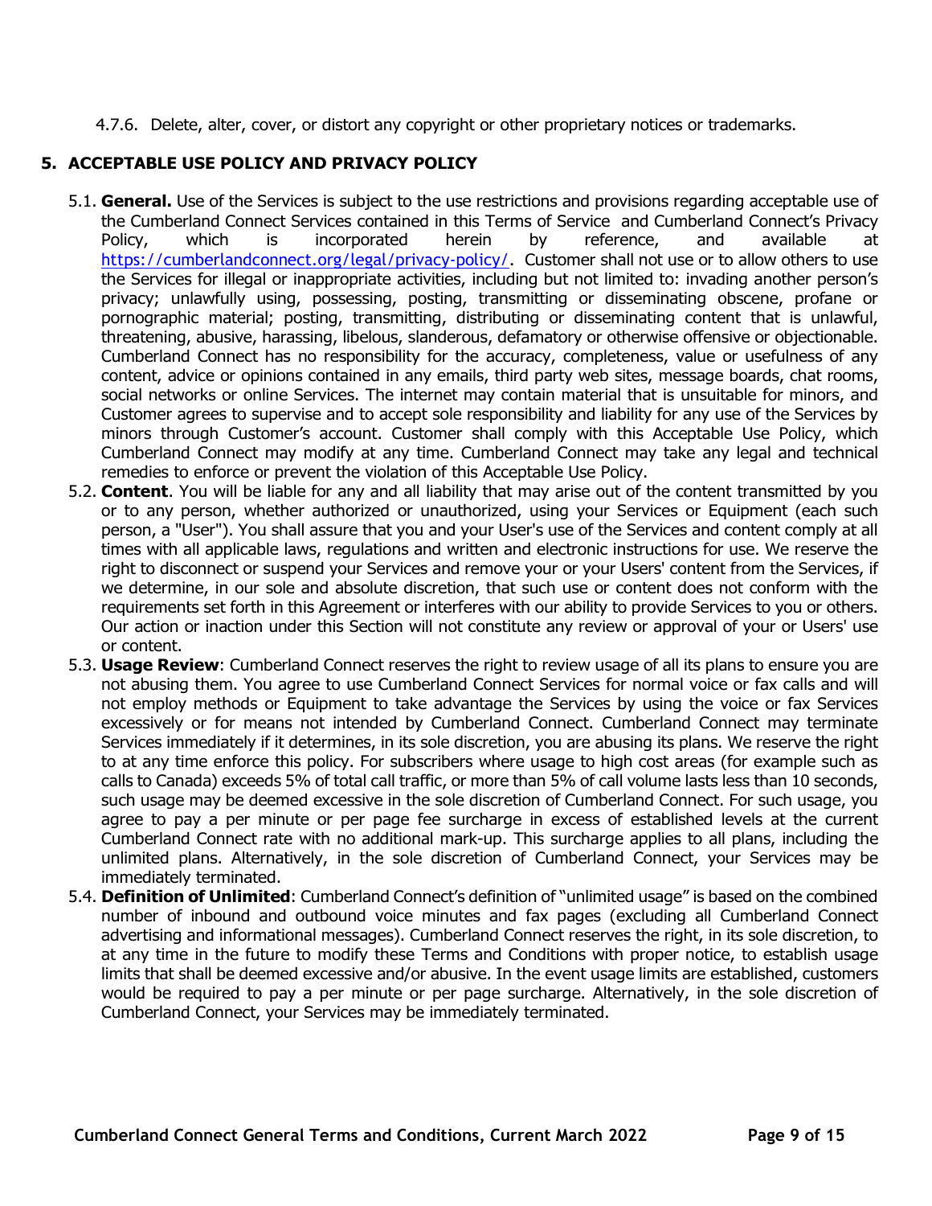4.7.6. Delete, alter, cover, or distort any copyright or other proprietary notices or trademarks.

## 5. ACCEPTABLE USE POLICY AND PRIVACY POLICY

5.1. **General.** Use of the Services is subject to the use restrictions and provisions regarding acceptable use of the Cumberland Connect Services contained in this Terms of Service and Cumberland Connect's Privacy Policy, which is incorporated herein by reference, and available at https://cumberlandconnect.org/legal/privacy-policy/. Customer shall not use or to allow others to use the Services for illegal or inappropriate activities, including but not limited to: invading another person's privacy; unlawfully using, possessing, posting, transmitting or disseminating obscene, profane or pornographic material; posting, transmitting, distributing or disseminating content that is unlawful, threatening, abusive, harassing, libelous, slanderous, defamatory or otherwise offensive or objectionable. Cumberland Connect has no responsibility for the accuracy, completeness, value or usefulness of any content, advice or opinions contained in any emails, third party web sites, message boards, chat rooms, social networks or online Services. The internet may contain material that is unsuitable for minors, and Customer agrees to supervise and to accept sole responsibility and liability for any use of the Services by minors through Customer's account. Customer shall comply with this Acceptable Use Policy, which Cumberland Connect may modify at any time. Cumberland Connect may take any legal and technical remedies to enforce or prevent the violation of this Acceptable Use Policy.

5.2. **Content**. You will be liable for any and all liability that may arise out of the content transmitted by you or to any person, whether authorized or unauthorized, using your Services or Equipment (each such person, a "User"). You shall assure that you and your User's use of the Services and content comply at all times with all applicable laws, regulations and written and electronic instructions for use. We reserve the right to disconnect or suspend your Services and remove your or your Users' content from the Services, if we determine, in our sole and absolute discretion, that such use or content does not conform with the requirements set forth in this Agreement or interferes with our ability to provide Services to you or others. Our action or inaction under this Section will not constitute any review or approval of your or Users' use or content.

5.3. **Usage Review**: Cumberland Connect reserves the right to review usage of all its plans to ensure you are not abusing them. You agree to use Cumberland Connect Services for normal voice or fax calls and will not employ methods or Equipment to take advantage the Services by using the voice or fax Services excessively or for means not intended by Cumberland Connect. Cumberland Connect may terminate Services immediately if it determines, in its sole discretion, you are abusing its plans. We reserve the right to at any time enforce this policy. For subscribers where usage to high cost areas (for example such as calls to Canada) exceeds 5% of total call traffic, or more than 5% of call volume lasts less than 10 seconds, such usage may be deemed excessive in the sole discretion of Cumberland Connect. For such usage, you agree to pay a per minute or per page fee surcharge in excess of established levels at the current Cumberland Connect rate with no additional mark-up. This surcharge applies to all plans, including the unlimited plans. Alternatively, in the sole discretion of Cumberland Connect, your Services may be immediately terminated.

5.4. **Definition of Unlimited**: Cumberland Connect's definition of "unlimited usage" is based on the combined number of inbound and outbound voice minutes and fax pages (excluding all Cumberland Connect advertising and informational messages). Cumberland Connect reserves the right, in its sole discretion, to at any time in the future to modify these Terms and Conditions with proper notice, to establish usage limits that shall be deemed excessive and/or abusive. In the event usage limits are established, customers would be required to pay a per minute or per page surcharge. Alternatively, in the sole discretion of Cumberland Connect, your Services may be immediately terminated.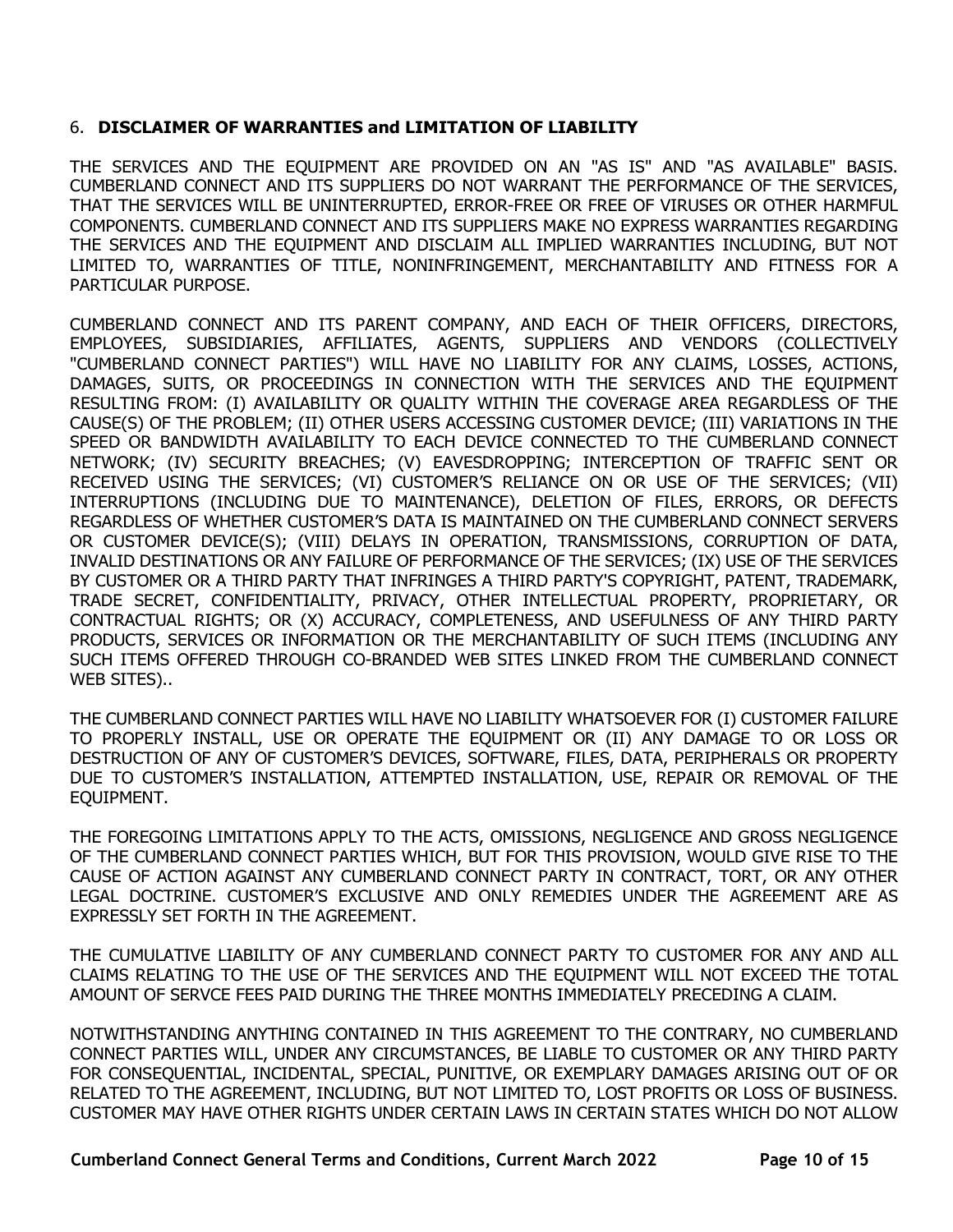## 6. **DISCLAIMER OF WARRANTIES and LIMITATION OF LIABILITY**

THE SERVICES AND THE EQUIPMENT ARE PROVIDED ON AN "AS IS" AND "AS AVAILABLE" BASIS. CUMBERLAND CONNECT AND ITS SUPPLIERS DO NOT WARRANT THE PERFORMANCE OF THE SERVICES, THAT THE SERVICES WILL BE UNINTERRUPTED, ERROR-FREE OR FREE OF VIRUSES OR OTHER HARMFUL COMPONENTS. CUMBERLAND CONNECT AND ITS SUPPLIERS MAKE NO EXPRESS WARRANTIES REGARDING THE SERVICES AND THE EQUIPMENT AND DISCLAIM ALL IMPLIED WARRANTIES INCLUDING, BUT NOT LIMITED TO, WARRANTIES OF TITLE, NONINFRINGEMENT, MERCHANTABILITY AND FITNESS FOR A PARTICULAR PURPOSE.

CUMBERLAND CONNECT AND ITS PARENT COMPANY, AND EACH OF THEIR OFFICERS, DIRECTORS, EMPLOYEES, SUBSIDIARIES, AFFILIATES, AGENTS, SUPPLIERS AND VENDORS (COLLECTIVELY "CUMBERLAND CONNECT PARTIES") WILL HAVE NO LIABILITY FOR ANY CLAIMS, LOSSES, ACTIONS, DAMAGES, SUITS, OR PROCEEDINGS IN CONNECTION WITH THE SERVICES AND THE EQUIPMENT RESULTING FROM: (I) AVAILABILITY OR QUALITY WITHIN THE COVERAGE AREA REGARDLESS OF THE CAUSE(S) OF THE PROBLEM; (II) OTHER USERS ACCESSING CUSTOMER DEVICE; (III) VARIATIONS IN THE SPEED OR BANDWIDTH AVAILABILITY TO EACH DEVICE CONNECTED TO THE CUMBERLAND CONNECT NETWORK; (IV) SECURITY BREACHES; (V) EAVESDROPPING; INTERCEPTION OF TRAFFIC SENT OR RECEIVED USING THE SERVICES; (VI) CUSTOMER'S RELIANCE ON OR USE OF THE SERVICES; (VII) INTERRUPTIONS (INCLUDING DUE TO MAINTENANCE), DELETION OF FILES, ERRORS, OR DEFECTS REGARDLESS OF WHETHER CUSTOMER'S DATA IS MAINTAINED ON THE CUMBERLAND CONNECT SERVERS OR CUSTOMER DEVICE(S); (VIII) DELAYS IN OPERATION, TRANSMISSIONS, CORRUPTION OF DATA, INVALID DESTINATIONS OR ANY FAILURE OF PERFORMANCE OF THE SERVICES; (IX) USE OF THE SERVICES BY CUSTOMER OR A THIRD PARTY THAT INFRINGES A THIRD PARTY'S COPYRIGHT, PATENT, TRADEMARK, TRADE SECRET, CONFIDENTIALITY, PRIVACY, OTHER INTELLECTUAL PROPERTY, PROPRIETARY, OR CONTRACTUAL RIGHTS; OR (X) ACCURACY, COMPLETENESS, AND USEFULNESS OF ANY THIRD PARTY PRODUCTS, SERVICES OR INFORMATION OR THE MERCHANTABILITY OF SUCH ITEMS (INCLUDING ANY SUCH ITEMS OFFERED THROUGH CO-BRANDED WEB SITES LINKED FROM THE CUMBERLAND CONNECT WEB SITES)..

THE CUMBERLAND CONNECT PARTIES WILL HAVE NO LIABILITY WHATSOEVER FOR (I) CUSTOMER FAILURE TO PROPERLY INSTALL, USE OR OPERATE THE EQUIPMENT OR (II) ANY DAMAGE TO OR LOSS OR DESTRUCTION OF ANY OF CUSTOMER'S DEVICES, SOFTWARE, FILES, DATA, PERIPHERALS OR PROPERTY DUE TO CUSTOMER'S INSTALLATION, ATTEMPTED INSTALLATION, USE, REPAIR OR REMOVAL OF THE EQUIPMENT.

THE FOREGOING LIMITATIONS APPLY TO THE ACTS, OMISSIONS, NEGLIGENCE AND GROSS NEGLIGENCE OF THE CUMBERLAND CONNECT PARTIES WHICH, BUT FOR THIS PROVISION, WOULD GIVE RISE TO THE CAUSE OF ACTION AGAINST ANY CUMBERLAND CONNECT PARTY IN CONTRACT, TORT, OR ANY OTHER LEGAL DOCTRINE. CUSTOMER'S EXCLUSIVE AND ONLY REMEDIES UNDER THE AGREEMENT ARE AS EXPRESSLY SET FORTH IN THE AGREEMENT.

THE CUMULATIVE LIABILITY OF ANY CUMBERLAND CONNECT PARTY TO CUSTOMER FOR ANY AND ALL CLAIMS RELATING TO THE USE OF THE SERVICES AND THE EQUIPMENT WILL NOT EXCEED THE TOTAL AMOUNT OF SERVCE FEES PAID DURING THE THREE MONTHS IMMEDIATELY PRECEDING A CLAIM.

NOTWITHSTANDING ANYTHING CONTAINED IN THIS AGREEMENT TO THE CONTRARY, NO CUMBERLAND CONNECT PARTIES WILL, UNDER ANY CIRCUMSTANCES, BE LIABLE TO CUSTOMER OR ANY THIRD PARTY FOR CONSEQUENTIAL, INCIDENTAL, SPECIAL, PUNITIVE, OR EXEMPLARY DAMAGES ARISING OUT OF OR RELATED TO THE AGREEMENT, INCLUDING, BUT NOT LIMITED TO, LOST PROFITS OR LOSS OF BUSINESS. CUSTOMER MAY HAVE OTHER RIGHTS UNDER CERTAIN LAWS IN CERTAIN STATES WHICH DO NOT ALLOW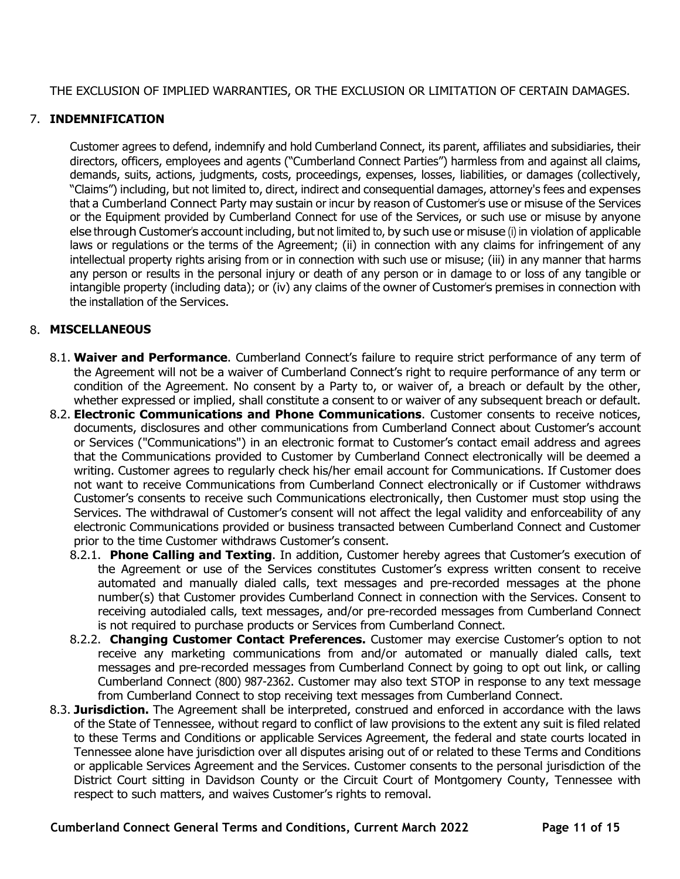THE EXCLUSION OF IMPLIED WARRANTIES, OR THE EXCLUSION OR LIMITATION OF CERTAIN DAMAGES.

## 7. INDEMNIFICATION

Customer agrees to defend, indemnify and hold Cumberland Connect, its parent, affiliates and subsidiaries, their directors, officers, employees and agents ("Cumberland Connect Parties") harmless from and against all claims, demands, suits, actions, judgments, costs, proceedings, expenses, losses, liabilities, or damages (collectively, "Claims") including, but not limited to, direct, indirect and consequential damages, attorney's fees and expenses that a Cumberland Connect Party may sustain or incur by reason of Customer's use or misuse of the Services or the Equipment provided by Cumberland Connect for use of the Services, or such use or misuse by anyone else through Customer's account including, but not limited to, by such use or misuse (i) in violation of applicable laws or regulations or the terms of the Agreement; (ii) in connection with any claims for infringement of any intellectual property rights arising from or in connection with such use or misuse; (iii) in any manner that harms any person or results in the personal injury or death of any person or in damage to or loss of any tangible or intangible property (including data); or (iv) any claims of the owner of Customer's premises in connection with the installation of the Services.

## 8. MISCELLANEOUS

8.1. **Waiver and Performance**. Cumberland Connect's failure to require strict performance of any term of the Agreement will not be a waiver of Cumberland Connect's right to require performance of any term or condition of the Agreement. No consent by a Party to, or waiver of, a breach or default by the other, whether expressed or implied, shall constitute a consent to or waiver of any subsequent breach or default.

8.2. **Electronic Communications and Phone Communications**. Customer consents to receive notices, documents, disclosures and other communications from Cumberland Connect about Customer's account or Services ("Communications") in an electronic format to Customer's contact email address and agrees that the Communications provided to Customer by Cumberland Connect electronically will be deemed a writing. Customer agrees to regularly check his/her email account for Communications. If Customer does not want to receive Communications from Cumberland Connect electronically or if Customer withdraws Customer's consents to receive such Communications electronically, then Customer must stop using the Services. The withdrawal of Customer's consent will not affect the legal validity and enforceability of any electronic Communications provided or business transacted between Cumberland Connect and Customer prior to the time Customer withdraws Customer's consent.

8.2.1. **Phone Calling and Texting**. In addition, Customer hereby agrees that Customer's execution of the Agreement or use of the Services constitutes Customer's express written consent to receive automated and manually dialed calls, text messages and pre-recorded messages at the phone number(s) that Customer provides Cumberland Connect in connection with the Services. Consent to receiving autodialed calls, text messages, and/or pre-recorded messages from Cumberland Connect is not required to purchase products or Services from Cumberland Connect.

8.2.2. **Changing Customer Contact Preferences.** Customer may exercise Customer's option to not receive any marketing communications from and/or automated or manually dialed calls, text messages and pre-recorded messages from Cumberland Connect by going to opt out link, or calling Cumberland Connect (800) 987-2362. Customer may also text STOP in response to any text message from Cumberland Connect to stop receiving text messages from Cumberland Connect.

8.3. **Jurisdiction.** The Agreement shall be interpreted, construed and enforced in accordance with the laws of the State of Tennessee, without regard to conflict of law provisions to the extent any suit is filed related to these Terms and Conditions or applicable Services Agreement, the federal and state courts located in Tennessee alone have jurisdiction over all disputes arising out of or related to these Terms and Conditions or applicable Services Agreement and the Services. Customer consents to the personal jurisdiction of the District Court sitting in Davidson County or the Circuit Court of Montgomery County, Tennessee with respect to such matters, and waives Customer's rights to removal.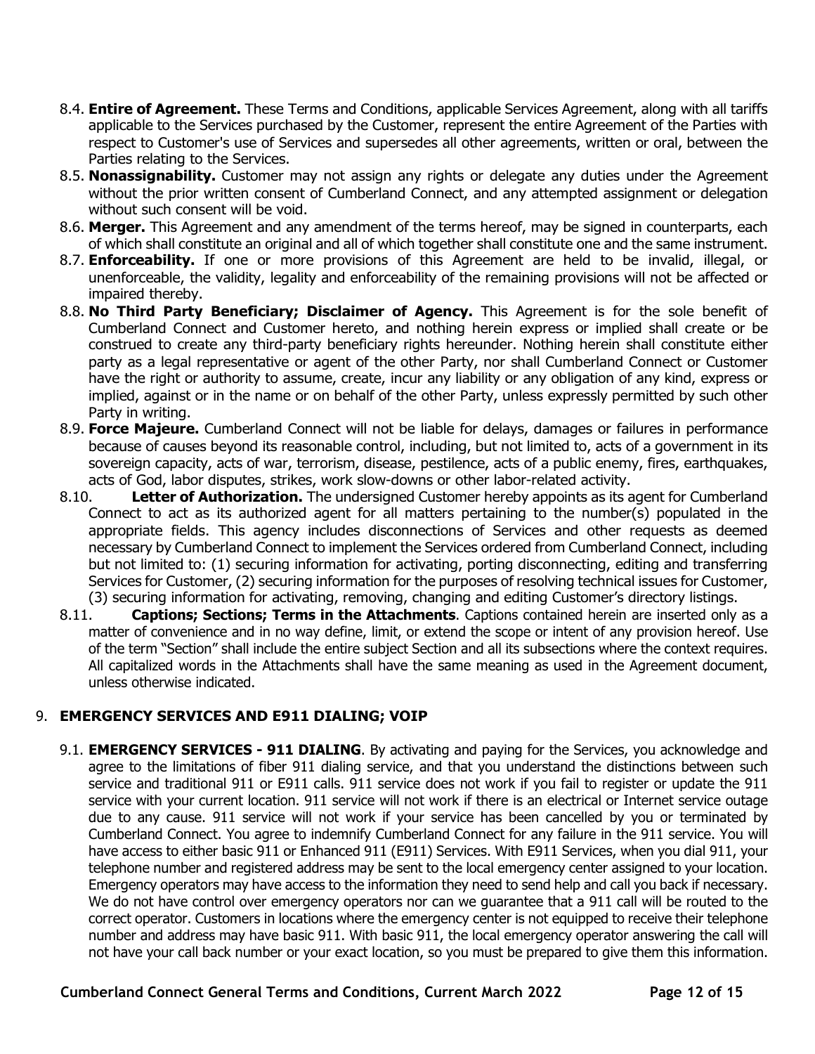8.4. **Entire of Agreement.** These Terms and Conditions, applicable Services Agreement, along with all tariffs applicable to the Services purchased by the Customer, represent the entire Agreement of the Parties with respect to Customer's use of Services and supersedes all other agreements, written or oral, between the Parties relating to the Services.

8.5. **Nonassignability.** Customer may not assign any rights or delegate any duties under the Agreement without the prior written consent of Cumberland Connect, and any attempted assignment or delegation without such consent will be void.

8.6. **Merger.** This Agreement and any amendment of the terms hereof, may be signed in counterparts, each of which shall constitute an original and all of which together shall constitute one and the same instrument.

8.7. **Enforceability.** If one or more provisions of this Agreement are held to be invalid, illegal, or unenforceable, the validity, legality and enforceability of the remaining provisions will not be affected or impaired thereby.

8.8. **No Third Party Beneficiary; Disclaimer of Agency.** This Agreement is for the sole benefit of Cumberland Connect and Customer hereto, and nothing herein express or implied shall create or be construed to create any third-party beneficiary rights hereunder. Nothing herein shall constitute either party as a legal representative or agent of the other Party, nor shall Cumberland Connect or Customer have the right or authority to assume, create, incur any liability or any obligation of any kind, express or implied, against or in the name or on behalf of the other Party, unless expressly permitted by such other Party in writing.

8.9. **Force Majeure.** Cumberland Connect will not be liable for delays, damages or failures in performance because of causes beyond its reasonable control, including, but not limited to, acts of a government in its sovereign capacity, acts of war, terrorism, disease, pestilence, acts of a public enemy, fires, earthquakes, acts of God, labor disputes, strikes, work slow-downs or other labor-related activity.

8.10. **Letter of Authorization.** The undersigned Customer hereby appoints as its agent for Cumberland Connect to act as its authorized agent for all matters pertaining to the number(s) populated in the appropriate fields. This agency includes disconnections of Services and other requests as deemed necessary by Cumberland Connect to implement the Services ordered from Cumberland Connect, including but not limited to: (1) securing information for activating, porting disconnecting, editing and transferring Services for Customer, (2) securing information for the purposes of resolving technical issues for Customer, (3) securing information for activating, removing, changing and editing Customer's directory listings.

8.11. **Captions; Sections; Terms in the Attachments**. Captions contained herein are inserted only as a matter of convenience and in no way define, limit, or extend the scope or intent of any provision hereof. Use of the term "Section" shall include the entire subject Section and all its subsections where the context requires. All capitalized words in the Attachments shall have the same meaning as used in the Agreement document, unless otherwise indicated.

## 9. EMERGENCY SERVICES AND E911 DIALING; VOIP

9.1. **EMERGENCY SERVICES - 911 DIALING**. By activating and paying for the Services, you acknowledge and agree to the limitations of fiber 911 dialing service, and that you understand the distinctions between such service and traditional 911 or E911 calls. 911 service does not work if you fail to register or update the 911 service with your current location. 911 service will not work if there is an electrical or Internet service outage due to any cause. 911 service will not work if your service has been cancelled by you or terminated by Cumberland Connect. You agree to indemnify Cumberland Connect for any failure in the 911 service. You will have access to either basic 911 or Enhanced 911 (E911) Services. With E911 Services, when you dial 911, your telephone number and registered address may be sent to the local emergency center assigned to your location. Emergency operators may have access to the information they need to send help and call you back if necessary. We do not have control over emergency operators nor can we guarantee that a 911 call will be routed to the correct operator. Customers in locations where the emergency center is not equipped to receive their telephone number and address may have basic 911. With basic 911, the local emergency operator answering the call will not have your call back number or your exact location, so you must be prepared to give them this information.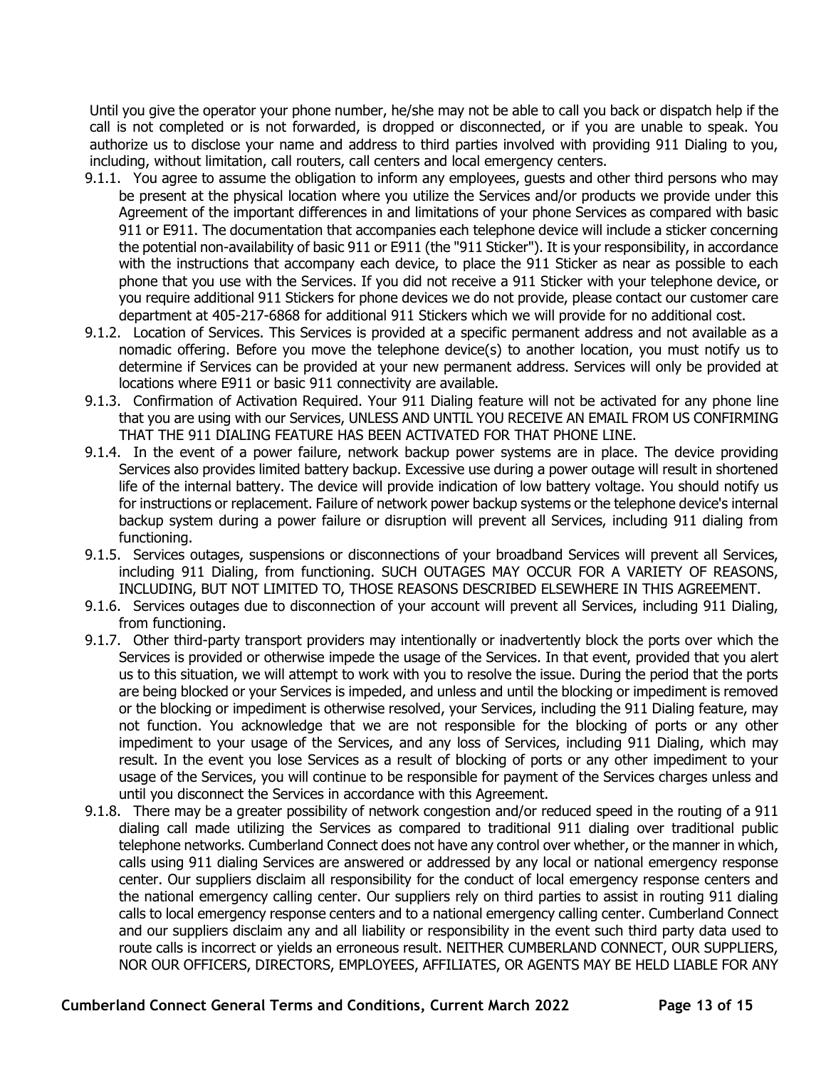Until you give the operator your phone number, he/she may not be able to call you back or dispatch help if the call is not completed or is not forwarded, is dropped or disconnected, or if you are unable to speak. You authorize us to disclose your name and address to third parties involved with providing 911 Dialing to you, including, without limitation, call routers, call centers and local emergency centers.

9.1.1. You agree to assume the obligation to inform any employees, guests and other third persons who may be present at the physical location where you utilize the Services and/or products we provide under this Agreement of the important differences in and limitations of your phone Services as compared with basic 911 or E911. The documentation that accompanies each telephone device will include a sticker concerning the potential non-availability of basic 911 or E911 (the "911 Sticker"). It is your responsibility, in accordance with the instructions that accompany each device, to place the 911 Sticker as near as possible to each phone that you use with the Services. If you did not receive a 911 Sticker with your telephone device, or you require additional 911 Stickers for phone devices we do not provide, please contact our customer care department at 405-217-6868 for additional 911 Stickers which we will provide for no additional cost.

9.1.2. Location of Services. This Services is provided at a specific permanent address and not available as a nomadic offering. Before you move the telephone device(s) to another location, you must notify us to determine if Services can be provided at your new permanent address. Services will only be provided at locations where E911 or basic 911 connectivity are available.

9.1.3. Confirmation of Activation Required. Your 911 Dialing feature will not be activated for any phone line that you are using with our Services, UNLESS AND UNTIL YOU RECEIVE AN EMAIL FROM US CONFIRMING THAT THE 911 DIALING FEATURE HAS BEEN ACTIVATED FOR THAT PHONE LINE.

9.1.4. In the event of a power failure, network backup power systems are in place. The device providing Services also provides limited battery backup. Excessive use during a power outage will result in shortened life of the internal battery. The device will provide indication of low battery voltage. You should notify us for instructions or replacement. Failure of network power backup systems or the telephone device's internal backup system during a power failure or disruption will prevent all Services, including 911 dialing from functioning.

9.1.5. Services outages, suspensions or disconnections of your broadband Services will prevent all Services, including 911 Dialing, from functioning. SUCH OUTAGES MAY OCCUR FOR A VARIETY OF REASONS, INCLUDING, BUT NOT LIMITED TO, THOSE REASONS DESCRIBED ELSEWHERE IN THIS AGREEMENT.

9.1.6. Services outages due to disconnection of your account will prevent all Services, including 911 Dialing, from functioning.

9.1.7. Other third-party transport providers may intentionally or inadvertently block the ports over which the Services is provided or otherwise impede the usage of the Services. In that event, provided that you alert us to this situation, we will attempt to work with you to resolve the issue. During the period that the ports are being blocked or your Services is impeded, and unless and until the blocking or impediment is removed or the blocking or impediment is otherwise resolved, your Services, including the 911 Dialing feature, may not function. You acknowledge that we are not responsible for the blocking of ports or any other impediment to your usage of the Services, and any loss of Services, including 911 Dialing, which may result. In the event you lose Services as a result of blocking of ports or any other impediment to your usage of the Services, you will continue to be responsible for payment of the Services charges unless and until you disconnect the Services in accordance with this Agreement.

9.1.8. There may be a greater possibility of network congestion and/or reduced speed in the routing of a 911 dialing call made utilizing the Services as compared to traditional 911 dialing over traditional public telephone networks. Cumberland Connect does not have any control over whether, or the manner in which, calls using 911 dialing Services are answered or addressed by any local or national emergency response center. Our suppliers disclaim all responsibility for the conduct of local emergency response centers and the national emergency calling center. Our suppliers rely on third parties to assist in routing 911 dialing calls to local emergency response centers and to a national emergency calling center. Cumberland Connect and our suppliers disclaim any and all liability or responsibility in the event such third party data used to route calls is incorrect or yields an erroneous result. NEITHER CUMBERLAND CONNECT, OUR SUPPLIERS, NOR OUR OFFICERS, DIRECTORS, EMPLOYEES, AFFILIATES, OR AGENTS MAY BE HELD LIABLE FOR ANY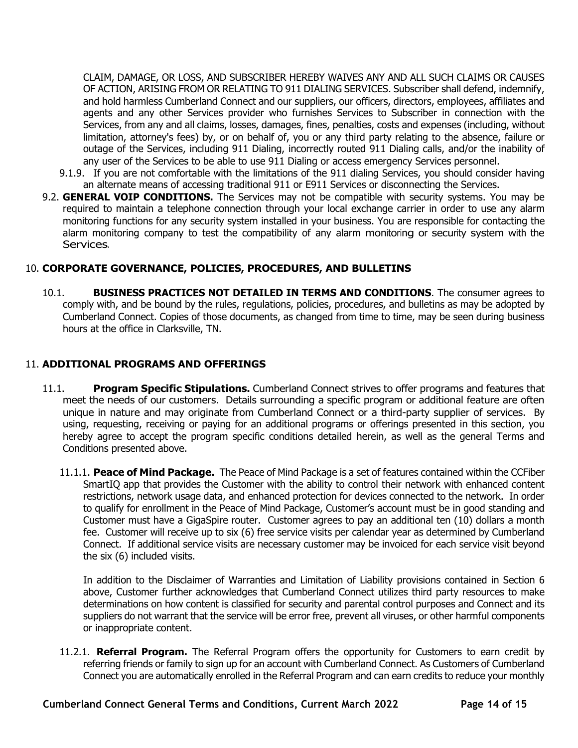CLAIM, DAMAGE, OR LOSS, AND SUBSCRIBER HEREBY WAIVES ANY AND ALL SUCH CLAIMS OR CAUSES OF ACTION, ARISING FROM OR RELATING TO 911 DIALING SERVICES. Subscriber shall defend, indemnify, and hold harmless Cumberland Connect and our suppliers, our officers, directors, employees, affiliates and agents and any other Services provider who furnishes Services to Subscriber in connection with the Services, from any and all claims, losses, damages, fines, penalties, costs and expenses (including, without limitation, attorney's fees) by, or on behalf of, you or any third party relating to the absence, failure or outage of the Services, including 911 Dialing, incorrectly routed 911 Dialing calls, and/or the inability of any user of the Services to be able to use 911 Dialing or access emergency Services personnel.

9.1.9. If you are not comfortable with the limitations of the 911 dialing Services, you should consider having an alternate means of accessing traditional 911 or E911 Services or disconnecting the Services.

9.2. **GENERAL VOIP CONDITIONS.** The Services may not be compatible with security systems. You may be required to maintain a telephone connection through your local exchange carrier in order to use any alarm monitoring functions for any security system installed in your business. You are responsible for contacting the alarm monitoring company to test the compatibility of any alarm monitoring or security system with the Services.

## 10. CORPORATE GOVERNANCE, POLICIES, PROCEDURES, AND BULLETINS

10.1. **BUSINESS PRACTICES NOT DETAILED IN TERMS AND CONDITIONS**. The consumer agrees to comply with, and be bound by the rules, regulations, policies, procedures, and bulletins as may be adopted by Cumberland Connect. Copies of those documents, as changed from time to time, may be seen during business hours at the office in Clarksville, TN.

## 11. ADDITIONAL PROGRAMS AND OFFERINGS

11.1. **Program Specific Stipulations.** Cumberland Connect strives to offer programs and features that meet the needs of our customers. Details surrounding a specific program or additional feature are often unique in nature and may originate from Cumberland Connect or a third-party supplier of services. By using, requesting, receiving or paying for an additional programs or offerings presented in this section, you hereby agree to accept the program specific conditions detailed herein, as well as the general Terms and Conditions presented above.

11.1.1. **Peace of Mind Package.** The Peace of Mind Package is a set of features contained within the CCFiber SmartIQ app that provides the Customer with the ability to control their network with enhanced content restrictions, network usage data, and enhanced protection for devices connected to the network. In order to qualify for enrollment in the Peace of Mind Package, Customer's account must be in good standing and Customer must have a GigaSpire router. Customer agrees to pay an additional ten (10) dollars a month fee. Customer will receive up to six (6) free service visits per calendar year as determined by Cumberland Connect. If additional service visits are necessary customer may be invoiced for each service visit beyond the six (6) included visits.

In addition to the Disclaimer of Warranties and Limitation of Liability provisions contained in Section 6 above, Customer further acknowledges that Cumberland Connect utilizes third party resources to make determinations on how content is classified for security and parental control purposes and Connect and its suppliers do not warrant that the service will be error free, prevent all viruses, or other harmful components or inappropriate content.

11.2.1. **Referral Program.** The Referral Program offers the opportunity for Customers to earn credit by referring friends or family to sign up for an account with Cumberland Connect. As Customers of Cumberland Connect you are automatically enrolled in the Referral Program and can earn credits to reduce your monthly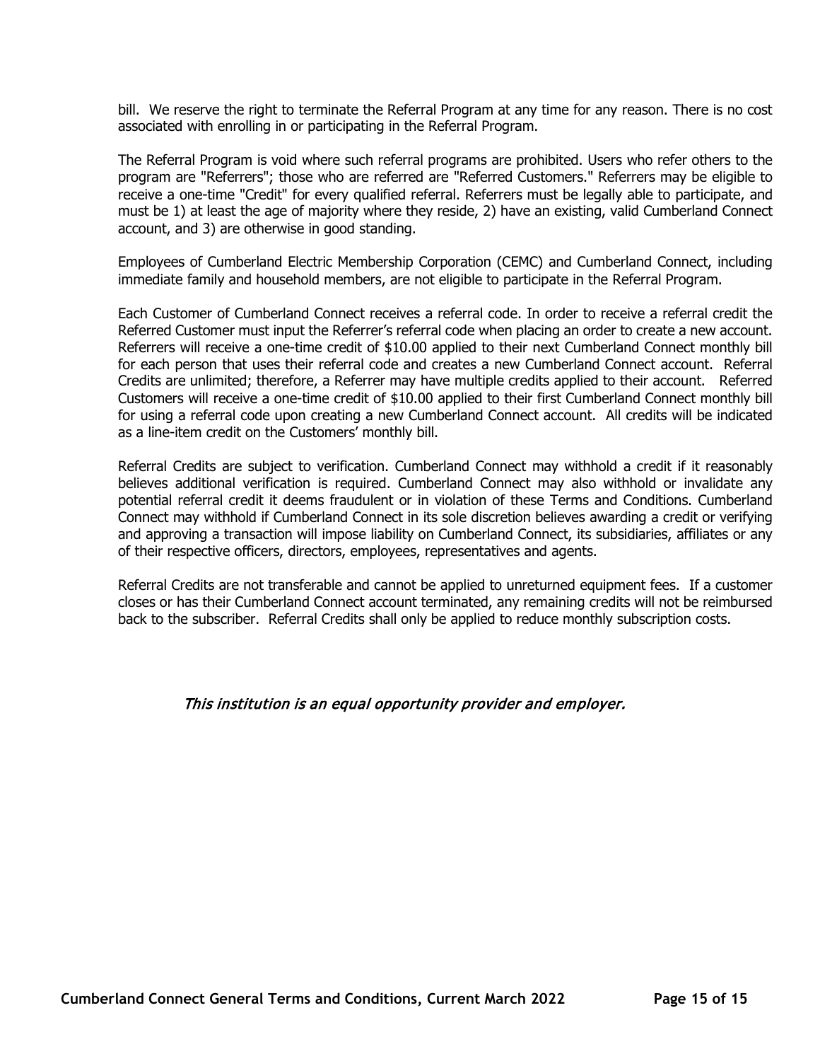bill. We reserve the right to terminate the Referral Program at any time for any reason. There is no cost associated with enrolling in or participating in the Referral Program.

The Referral Program is void where such referral programs are prohibited. Users who refer others to the program are "Referrers"; those who are referred are "Referred Customers." Referrers may be eligible to receive a one-time "Credit" for every qualified referral. Referrers must be legally able to participate, and must be 1) at least the age of majority where they reside, 2) have an existing, valid Cumberland Connect account, and 3) are otherwise in good standing.

Employees of Cumberland Electric Membership Corporation (CEMC) and Cumberland Connect, including immediate family and household members, are not eligible to participate in the Referral Program.

Each Customer of Cumberland Connect receives a referral code. In order to receive a referral credit the Referred Customer must input the Referrer's referral code when placing an order to create a new account. Referrers will receive a one-time credit of $10.00 applied to their next Cumberland Connect monthly bill for each person that uses their referral code and creates a new Cumberland Connect account. Referral Credits are unlimited; therefore, a Referrer may have multiple credits applied to their account. Referred Customers will receive a one-time credit of $10.00 applied to their first Cumberland Connect monthly bill for using a referral code upon creating a new Cumberland Connect account. All credits will be indicated as a line-item credit on the Customers' monthly bill.

Referral Credits are subject to verification. Cumberland Connect may withhold a credit if it reasonably believes additional verification is required. Cumberland Connect may also withhold or invalidate any potential referral credit it deems fraudulent or in violation of these Terms and Conditions. Cumberland Connect may withhold if Cumberland Connect in its sole discretion believes awarding a credit or verifying and approving a transaction will impose liability on Cumberland Connect, its subsidiaries, affiliates or any of their respective officers, directors, employees, representatives and agents.

Referral Credits are not transferable and cannot be applied to unreturned equipment fees. If a customer closes or has their Cumberland Connect account terminated, any remaining credits will not be reimbursed back to the subscriber. Referral Credits shall only be applied to reduce monthly subscription costs.

*This institution is an equal opportunity provider and employer.*